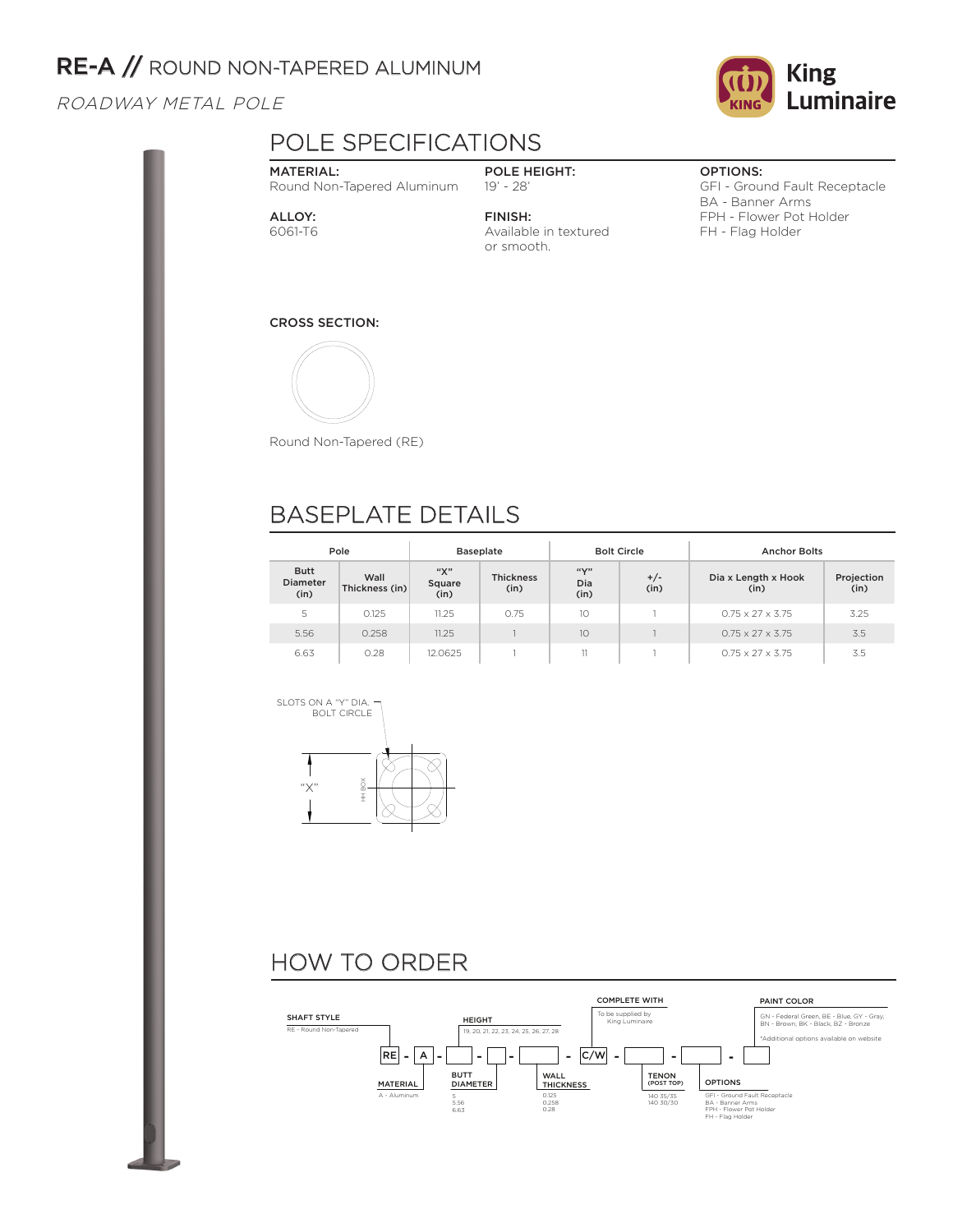# RE-A // ROUND NON-TAPERED ALUMINUM

*ROADWAY METAL POLE*

King Luminaire

## POLE SPECIFICATIONS

**MATERIAL:**
Round Non-Tapered Aluminum

**ALLOY:**
6061-T6

**POLE HEIGHT:**
19' - 28'

**FINISH:**
Available in textured or smooth.

**OPTIONS:**
GFI - Ground Fault Receptacle
BA - Banner Arms
FPH - Flower Pot Holder
FH - Flag Holder

**CROSS SECTION:**

Round Non-Tapered (RE)

## BASEPLATE DETAILS

| Pole | | Baseplate | | Bolt Circle | | Anchor Bolts | |
|---|---|---|---|---|---|---|---|
| Butt Diameter (in) | Wall Thickness (in) | "X" Square (in) | Thickness (in) | "Y" Dia (in) | +/- (in) | Dia x Length x Hook (in) | Projection (in) |
| 5 | 0.125 | 11.25 | 0.75 | 10 | 1 | 0.75 x 27 x 3.75 | 3.25 |
| 5.56 | 0.258 | 11.25 | 1 | 10 | 1 | 0.75 x 27 x 3.75 | 3.5 |
| 6.63 | 0.28 | 12.0625 | 1 | 11 | 1 | 0.75 x 27 x 3.75 | 3.5 |

SLOTS ON A "Y" DIA. BOLT CIRCLE

"X"

HH BOX

## HOW TO ORDER

RE - A - [ ] - [ ] - C/W - [ ] - [ ] - [ ]

**SHAFT STYLE**
RE - Round Non-Tapered

**MATERIAL**
A - Aluminum

**BUTT DIAMETER**
5
5.56
6.63

**HEIGHT**
19, 20, 21, 22, 23, 24, 25, 26, 27, 28

**WALL THICKNESS**
0.125
0.258
0.28

**COMPLETE WITH**
To be supplied by King Luminaire

**TENON (POST TOP)**
140 35/35
140 30/30

**OPTIONS**
GFI - Ground Fault Receptacle
BA - Banner Arms
FPH - Flower Pot Holder
FH - Flag Holder

**PAINT COLOR**
GN - Federal Green, BE - Blue, GY - Gray, BN - Brown, BK - Black, BZ - Bronze

*Additional options available on website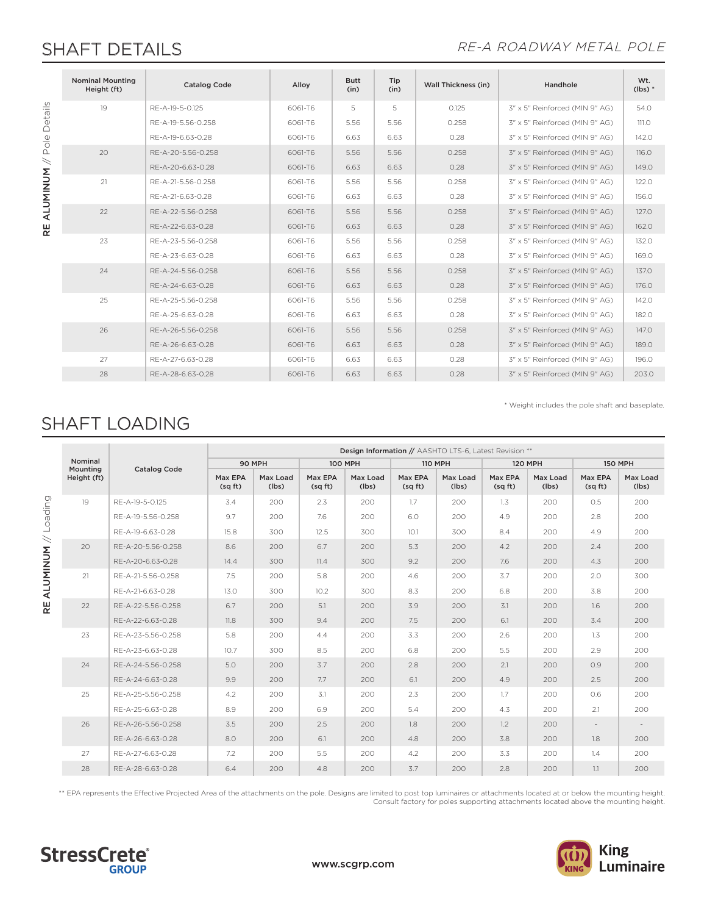## SHAFT DETAILS

*RE-A ROADWAY METAL POLE*

**RE ALUMINUM** // Pole Details

| Nominal Mounting Height (ft) | Catalog Code | Alloy | Butt (in) | Tip (in) | Wall Thickness (in) | Handhole | Wt. (lbs) * |
|---|---|---|---|---|---|---|---|
| 19 | RE-A-19-5-0.125 | 6061-T6 | 5 | 5 | 0.125 | 3" x 5" Reinforced (MIN 9" AG) | 54.0 |
| | RE-A-19-5.56-0.258 | 6061-T6 | 5.56 | 5.56 | 0.258 | 3" x 5" Reinforced (MIN 9" AG) | 111.0 |
| | RE-A-19-6.63-0.28 | 6061-T6 | 6.63 | 6.63 | 0.28 | 3" x 5" Reinforced (MIN 9" AG) | 142.0 |
| 20 | RE-A-20-5.56-0.258 | 6061-T6 | 5.56 | 5.56 | 0.258 | 3" x 5" Reinforced (MIN 9" AG) | 116.0 |
| | RE-A-20-6.63-0.28 | 6061-T6 | 6.63 | 6.63 | 0.28 | 3" x 5" Reinforced (MIN 9" AG) | 149.0 |
| 21 | RE-A-21-5.56-0.258 | 6061-T6 | 5.56 | 5.56 | 0.258 | 3" x 5" Reinforced (MIN 9" AG) | 122.0 |
| | RE-A-21-6.63-0.28 | 6061-T6 | 6.63 | 6.63 | 0.28 | 3" x 5" Reinforced (MIN 9" AG) | 156.0 |
| 22 | RE-A-22-5.56-0.258 | 6061-T6 | 5.56 | 5.56 | 0.258 | 3" x 5" Reinforced (MIN 9" AG) | 127.0 |
| | RE-A-22-6.63-0.28 | 6061-T6 | 6.63 | 6.63 | 0.28 | 3" x 5" Reinforced (MIN 9" AG) | 162.0 |
| 23 | RE-A-23-5.56-0.258 | 6061-T6 | 5.56 | 5.56 | 0.258 | 3" x 5" Reinforced (MIN 9" AG) | 132.0 |
| | RE-A-23-6.63-0.28 | 6061-T6 | 6.63 | 6.63 | 0.28 | 3" x 5" Reinforced (MIN 9" AG) | 169.0 |
| 24 | RE-A-24-5.56-0.258 | 6061-T6 | 5.56 | 5.56 | 0.258 | 3" x 5" Reinforced (MIN 9" AG) | 137.0 |
| | RE-A-24-6.63-0.28 | 6061-T6 | 6.63 | 6.63 | 0.28 | 3" x 5" Reinforced (MIN 9" AG) | 176.0 |
| 25 | RE-A-25-5.56-0.258 | 6061-T6 | 5.56 | 5.56 | 0.258 | 3" x 5" Reinforced (MIN 9" AG) | 142.0 |
| | RE-A-25-6.63-0.28 | 6061-T6 | 6.63 | 6.63 | 0.28 | 3" x 5" Reinforced (MIN 9" AG) | 182.0 |
| 26 | RE-A-26-5.56-0.258 | 6061-T6 | 5.56 | 5.56 | 0.258 | 3" x 5" Reinforced (MIN 9" AG) | 147.0 |
| | RE-A-26-6.63-0.28 | 6061-T6 | 6.63 | 6.63 | 0.28 | 3" x 5" Reinforced (MIN 9" AG) | 189.0 |
| 27 | RE-A-27-6.63-0.28 | 6061-T6 | 6.63 | 6.63 | 0.28 | 3" x 5" Reinforced (MIN 9" AG) | 196.0 |
| 28 | RE-A-28-6.63-0.28 | 6061-T6 | 6.63 | 6.63 | 0.28 | 3" x 5" Reinforced (MIN 9" AG) | 203.0 |

\* Weight includes the pole shaft and baseplate.

## SHAFT LOADING

**RE ALUMINUM** // Loading

| Nominal Mounting Height (ft) | Catalog Code | Design Information // AASHTO LTS-6, Latest Revision ** | | | | | | | | | |
|---|---|---|---|---|---|---|---|---|---|---|---|
| | | 90 MPH | | 100 MPH | | 110 MPH | | 120 MPH | | 150 MPH | |
| | | Max EPA (sq ft) | Max Load (lbs) | Max EPA (sq ft) | Max Load (lbs) | Max EPA (sq ft) | Max Load (lbs) | Max EPA (sq ft) | Max Load (lbs) | Max EPA (sq ft) | Max Load (lbs) |
| 19 | RE-A-19-5-0.125 | 3.4 | 200 | 2.3 | 200 | 1.7 | 200 | 1.3 | 200 | 0.5 | 200 |
| | RE-A-19-5.56-0.258 | 9.7 | 200 | 7.6 | 200 | 6.0 | 200 | 4.9 | 200 | 2.8 | 200 |
| | RE-A-19-6.63-0.28 | 15.8 | 300 | 12.5 | 300 | 10.1 | 300 | 8.4 | 200 | 4.9 | 200 |
| 20 | RE-A-20-5.56-0.258 | 8.6 | 200 | 6.7 | 200 | 5.3 | 200 | 4.2 | 200 | 2.4 | 200 |
| | RE-A-20-6.63-0.28 | 14.4 | 300 | 11.4 | 300 | 9.2 | 200 | 7.6 | 200 | 4.3 | 200 |
| 21 | RE-A-21-5.56-0.258 | 7.5 | 200 | 5.8 | 200 | 4.6 | 200 | 3.7 | 200 | 2.0 | 300 |
| | RE-A-21-6.63-0.28 | 13.0 | 300 | 10.2 | 300 | 8.3 | 200 | 6.8 | 200 | 3.8 | 200 |
| 22 | RE-A-22-5.56-0.258 | 6.7 | 200 | 5.1 | 200 | 3.9 | 200 | 3.1 | 200 | 1.6 | 200 |
| | RE-A-22-6.63-0.28 | 11.8 | 300 | 9.4 | 200 | 7.5 | 200 | 6.1 | 200 | 3.4 | 200 |
| 23 | RE-A-23-5.56-0.258 | 5.8 | 200 | 4.4 | 200 | 3.3 | 200 | 2.6 | 200 | 1.3 | 200 |
| | RE-A-23-6.63-0.28 | 10.7 | 300 | 8.5 | 200 | 6.8 | 200 | 5.5 | 200 | 2.9 | 200 |
| 24 | RE-A-24-5.56-0.258 | 5.0 | 200 | 3.7 | 200 | 2.8 | 200 | 2.1 | 200 | 0.9 | 200 |
| | RE-A-24-6.63-0.28 | 9.9 | 200 | 7.7 | 200 | 6.1 | 200 | 4.9 | 200 | 2.5 | 200 |
| 25 | RE-A-25-5.56-0.258 | 4.2 | 200 | 3.1 | 200 | 2.3 | 200 | 1.7 | 200 | 0.6 | 200 |
| | RE-A-25-6.63-0.28 | 8.9 | 200 | 6.9 | 200 | 5.4 | 200 | 4.3 | 200 | 2.1 | 200 |
| 26 | RE-A-26-5.56-0.258 | 3.5 | 200 | 2.5 | 200 | 1.8 | 200 | 1.2 | 200 | - | - |
| | RE-A-26-6.63-0.28 | 8.0 | 200 | 6.1 | 200 | 4.8 | 200 | 3.8 | 200 | 1.8 | 200 |
| 27 | RE-A-27-6.63-0.28 | 7.2 | 200 | 5.5 | 200 | 4.2 | 200 | 3.3 | 200 | 1.4 | 200 |
| 28 | RE-A-28-6.63-0.28 | 6.4 | 200 | 4.8 | 200 | 3.7 | 200 | 2.8 | 200 | 1.1 | 200 |

\*\* EPA represents the Effective Projected Area of the attachments on the pole. Designs are limited to post top luminaires or attachments located at or below the mounting height. Consult factory for poles supporting attachments located above the mounting height.

StressCrete GROUP

www.scgrp.com

King Luminaire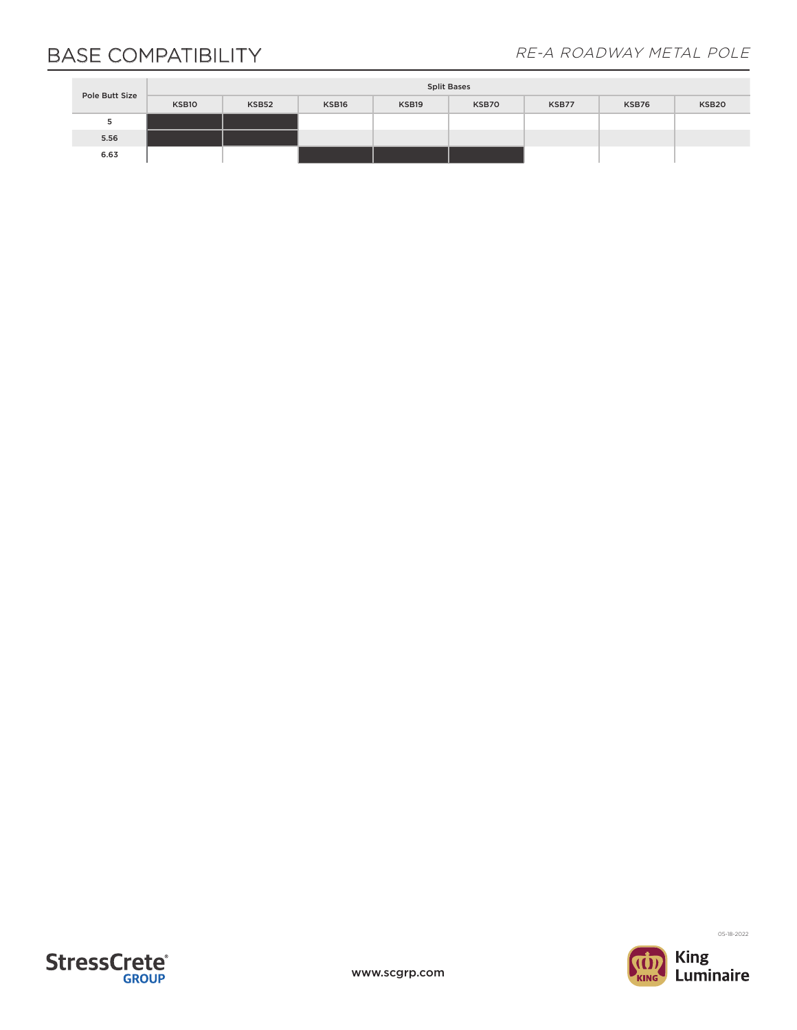# BASE COMPATIBILITY

*RE-A ROADWAY METAL POLE*

| Pole Butt Size | Split Bases | | | | | | | |
|---|---|---|---|---|---|---|---|---|
| | KSB10 | KSB52 | KSB16 | KSB19 | KSB70 | KSB77 | KSB76 | KSB20 |
| 5 | ■ | ■ | | | | | | |
| 5.56 | ■ | ■ | | | | | | |
| 6.63 | | | ■ | ■ | ■ | | | |

05-18-2022

StressCrete GROUP

www.scgrp.com

King Luminaire